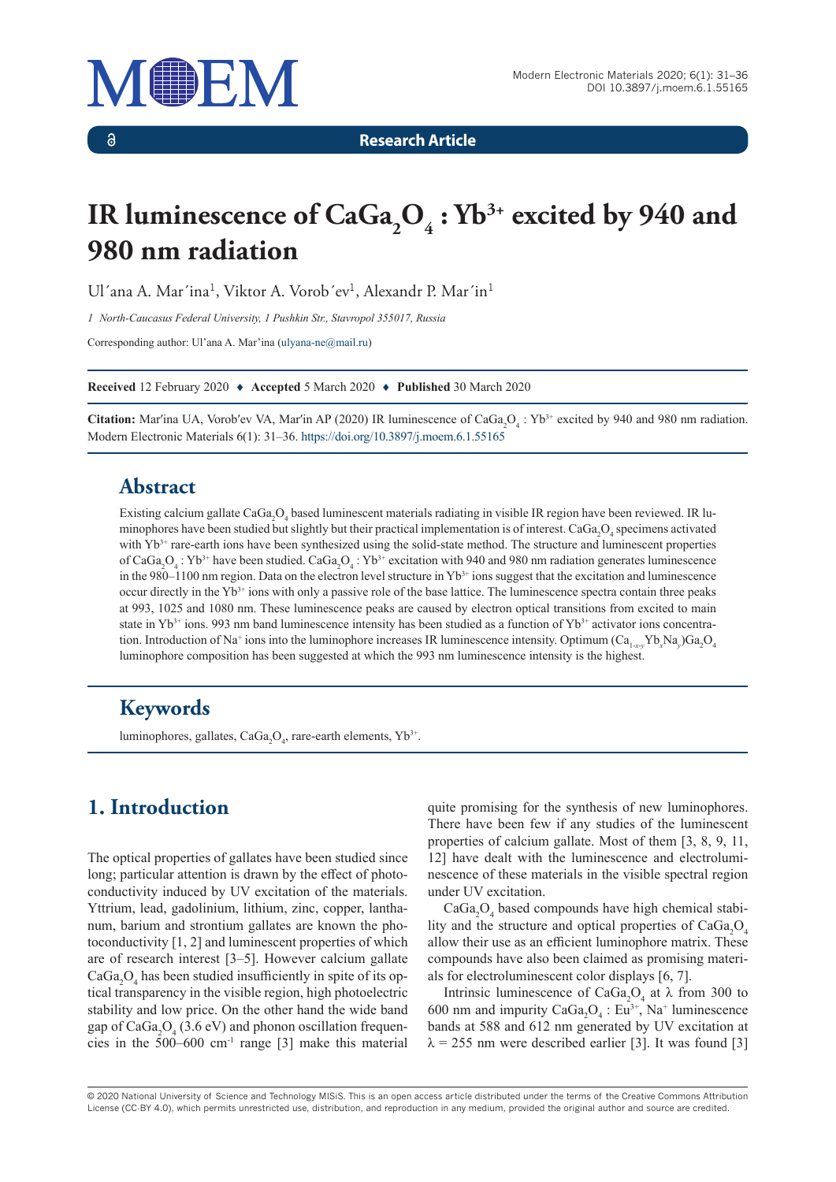Research Article

# IR luminescence of $CaGa_2O_4 : Yb^{3+}$ excited by 940 and 980 nm radiation

Ul´ana A. Mar´ina[1], Viktor A. Vorob´ev[1], Alexandr P. Mar´in[1]

*1 North-Caucasus Federal University, 1 Pushkin Str., Stavropol 355017, Russia*

Corresponding author: Ul'ana A. Mar'ina (ulyana-ne@mail.ru)

**Received** 12 February 2020 ♦ **Accepted** 5 March 2020 ♦ **Published** 30 March 2020

**Citation:** Mar′ina UA, Vorob′ev VA, Mar′in AP (2020) IR luminescence of $CaGa_2O_4 : Yb^{3+}$ excited by 940 and 980 nm radiation. Modern Electronic Materials 6(1): 31–36. https://doi.org/10.3897/j.moem.6.1.55165

## Abstract

Existing calcium gallate $CaGa_2O_4$ based luminescent materials radiating in visible IR region have been reviewed. IR luminophores have been studied but slightly but their practical implementation is of interest. $CaGa_2O_4$ specimens activated with $Yb^{3+}$ rare-earth ions have been synthesized using the solid-state method. The structure and luminescent properties of $CaGa_2O_4 : Yb^{3+}$ have been studied. $CaGa_2O_4 : Yb^{3+}$ excitation with 940 and 980 nm radiation generates luminescence in the 980–1100 nm region. Data on the electron level structure in $Yb^{3+}$ ions suggest that the excitation and luminescence occur directly in the $Yb^{3+}$ ions with only a passive role of the base lattice. The luminescence spectra contain three peaks at 993, 1025 and 1080 nm. These luminescence peaks are caused by electron optical transitions from excited to main state in $Yb^{3+}$ ions. 993 nm band luminescence intensity has been studied as a function of $Yb^{3+}$ activator ions concentration. Introduction of $Na^+$ ions into the luminophore increases IR luminescence intensity. Optimum $(Ca_{1-x-y}Yb_xNa_y)Ga_2O_4$ luminophore composition has been suggested at which the 993 nm luminescence intensity is the highest.

## Keywords

luminophores, gallates, $CaGa_2O_4$, rare-earth elements, $Yb^{3+}$.

## 1. Introduction

The optical properties of gallates have been studied since long; particular attention is drawn by the effect of photoconductivity induced by UV excitation of the materials. Yttrium, lead, gadolinium, lithium, zinc, copper, lanthanum, barium and strontium gallates are known the photoconductivity [1, 2] and luminescent properties of which are of research interest [3–5]. However calcium gallate $CaGa_2O_4$ has been studied insufficiently in spite of its optical transparency in the visible region, high photoelectric stability and low price. On the other hand the wide band gap of $CaGa_2O_4$ (3.6 eV) and phonon oscillation frequencies in the 500–600 $cm^{-1}$ range [3] make this material quite promising for the synthesis of new luminophores. There have been few if any studies of the luminescent properties of calcium gallate. Most of them [3, 8, 9, 11, 12] have dealt with the luminescence and electroluminescence of these materials in the visible spectral region under UV excitation.

$CaGa_2O_4$ based compounds have high chemical stability and the structure and optical properties of $CaGa_2O_4$ allow their use as an efficient luminophore matrix. These compounds have also been claimed as promising materials for electroluminescent color displays [6, 7].

Intrinsic luminescence of $CaGa_2O_4$ at $\lambda$ from 300 to 600 nm and impurity $CaGa_2O_4 : Eu^{3+}$, $Na^+$ luminescence bands at 588 and 612 nm generated by UV excitation at $\lambda$ = 255 nm were described earlier [3]. It was found [3]

© 2020 National University of Science and Technology MISiS. This is an open access article distributed under the terms of the Creative Commons Attribution License (CC-BY 4.0), which permits unrestricted use, distribution, and reproduction in any medium, provided the original author and source are credited.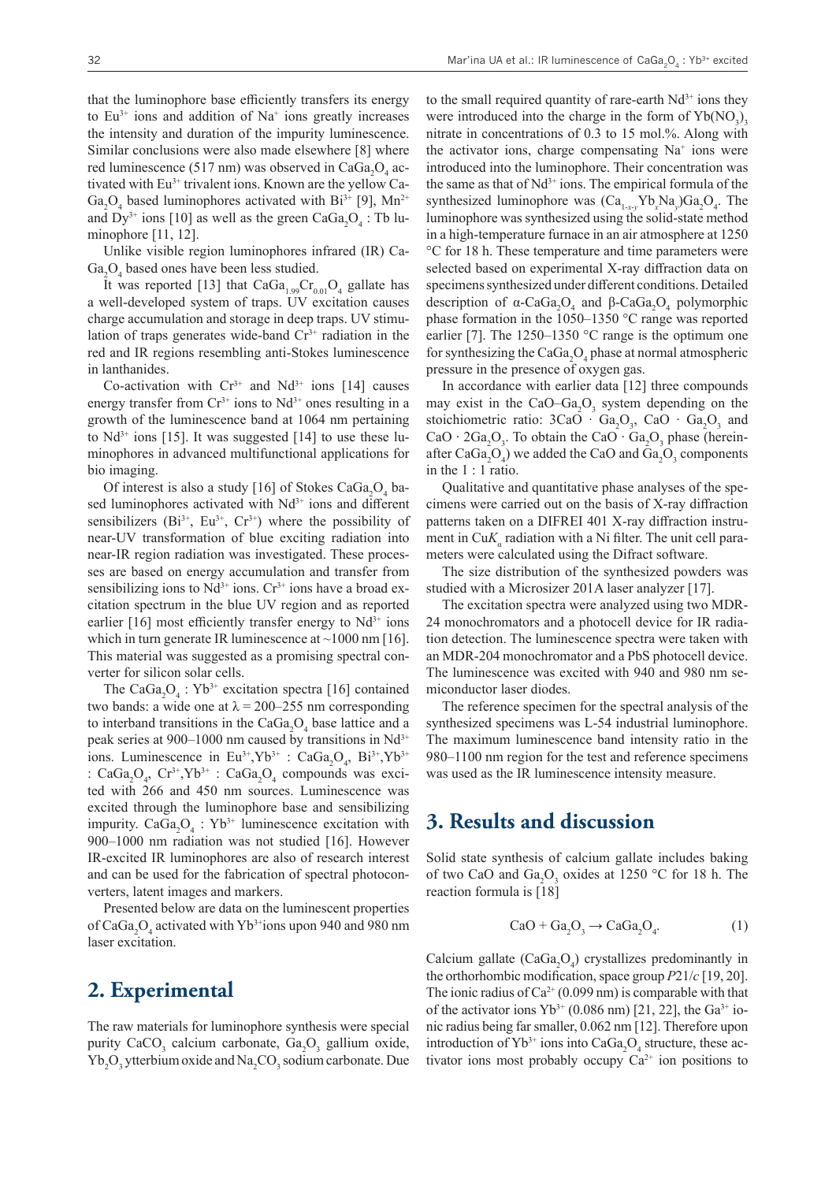that the luminophore base efficiently transfers its energy to $Eu^{3+}$ ions and addition of $Na^{+}$ ions greatly increases the intensity and duration of the impurity luminescence. Similar conclusions were also made elsewhere [8] where red luminescence (517 nm) was observed in $CaGa_2O_4$ activated with $Eu^{3+}$ trivalent ions. Known are the yellow $CaGa_2O_4$ based luminophores activated with $Bi^{3+}$ [9], $Mn^{2+}$ and $Dy^{3+}$ ions [10] as well as the green $CaGa_2O_4$ : Tb luminophore [11, 12].

Unlike visible region luminophores infrared (IR) $CaGa_2O_4$ based ones have been less studied.

It was reported [13] that $CaGa_{1.99}Cr_{0.01}O_4$ gallate has a well-developed system of traps. UV excitation causes charge accumulation and storage in deep traps. UV stimulation of traps generates wide-band $Cr^{3+}$ radiation in the red and IR regions resembling anti-Stokes luminescence in lanthanides.

Co-activation with $Cr^{3+}$ and $Nd^{3+}$ ions [14] causes energy transfer from $Cr^{3+}$ ions to $Nd^{3+}$ ones resulting in a growth of the luminescence band at 1064 nm pertaining to $Nd^{3+}$ ions [15]. It was suggested [14] to use these luminophores in advanced multifunctional applications for bio imaging.

Of interest is also a study [16] of Stokes $CaGa_2O_4$ based luminophores activated with $Nd^{3+}$ ions and different sensibilizers ($Bi^{3+}$, $Eu^{3+}$, $Cr^{3+}$) where the possibility of near-UV transformation of blue exciting radiation into near-IR region radiation was investigated. These processes are based on energy accumulation and transfer from sensibilizing ions to $Nd^{3+}$ ions. $Cr^{3+}$ ions have a broad excitation spectrum in the blue UV region and as reported earlier [16] most efficiently transfer energy to $Nd^{3+}$ ions which in turn generate IR luminescence at ~1000 nm [16]. This material was suggested as a promising spectral converter for silicon solar cells.

The $CaGa_2O_4$ : $Yb^{3+}$ excitation spectra [16] contained two bands: a wide one at $\lambda = 200–255$ nm corresponding to interband transitions in the $CaGa_2O_4$ base lattice and a peak series at 900–1000 nm caused by transitions in $Nd^{3+}$ ions. Luminescence in $Eu^{3+},Yb^{3+}$ : $CaGa_2O_4$, $Bi^{3+},Yb^{3+}$ : $CaGa_2O_4$, $Cr^{3+},Yb^{3+}$ : $CaGa_2O_4$ compounds was excited with 266 and 450 nm sources. Luminescence was excited through the luminophore base and sensibilizing impurity. $CaGa_2O_4$ : $Yb^{3+}$ luminescence excitation with 900–1000 nm radiation was not studied [16]. However IR-excited IR luminophores are also of research interest and can be used for the fabrication of spectral photoconverters, latent images and markers.

Presented below are data on the luminescent properties of $CaGa_2O_4$ activated with $Yb^{3+}$ions upon 940 and 980 nm laser excitation.

## 2. Experimental

The raw materials for luminophore synthesis were special purity $CaCO_3$ calcium carbonate, $Ga_2O_3$ gallium oxide, $Yb_2O_3$ ytterbium oxide and $Na_2CO_3$ sodium carbonate. Due to the small required quantity of rare-earth $Nd^{3+}$ ions they were introduced into the charge in the form of $Yb(NO_3)_3$ nitrate in concentrations of 0.3 to 15 mol.%. Along with the activator ions, charge compensating $Na^{+}$ ions were introduced into the luminophore. Their concentration was the same as that of $Nd^{3+}$ ions. The empirical formula of the synthesized luminophore was $(Ca_{1-x-y}Yb_xNa_y)Ga_2O_4$. The luminophore was synthesized using the solid-state method in a high-temperature furnace in an air atmosphere at 1250 °C for 18 h. These temperature and time parameters were selected based on experimental X-ray diffraction data on specimens synthesized under different conditions. Detailed description of $\alpha$-$CaGa_2O_4$ and $\beta$-$CaGa_2O_4$ polymorphic phase formation in the 1050–1350 °C range was reported earlier [7]. The 1250–1350 °C range is the optimum one for synthesizing the $CaGa_2O_4$ phase at normal atmospheric pressure in the presence of oxygen gas.

In accordance with earlier data [12] three compounds may exist in the $CaO–Ga_2O_3$ system depending on the stoichiometric ratio: $3CaO \cdot Ga_2O_3$, $CaO \cdot Ga_2O_3$ and $CaO \cdot 2Ga_2O_3$. To obtain the $CaO \cdot Ga_2O_3$ phase (hereinafter $CaGa_2O_4$) we added the CaO and $Ga_2O_3$ components in the 1 : 1 ratio.

Qualitative and quantitative phase analyses of the specimens were carried out on the basis of X-ray diffraction patterns taken on a DIFREI 401 X-ray diffraction instrument in $CuK_{\alpha}$ radiation with a Ni filter. The unit cell parameters were calculated using the Difract software.

The size distribution of the synthesized powders was studied with a Microsizer 201A laser analyzer [17].

The excitation spectra were analyzed using two MDR-24 monochromators and a photocell device for IR radiation detection. The luminescence spectra were taken with an MDR-204 monochromator and a PbS photocell device. The luminescence was excited with 940 and 980 nm semiconductor laser diodes.

The reference specimen for the spectral analysis of the synthesized specimens was L-54 industrial luminophore. The maximum luminescence band intensity ratio in the 980–1100 nm region for the test and reference specimens was used as the IR luminescence intensity measure.

## 3. Results and discussion

Solid state synthesis of calcium gallate includes baking of two CaO and $Ga_2O_3$ oxides at 1250 °C for 18 h. The reaction formula is [18]

$$CaO + Ga_2O_3 \rightarrow CaGa_2O_4. \tag{1}$$

Calcium gallate ($CaGa_2O_4$) crystallizes predominantly in the orthorhombic modification, space group $P21/c$ [19, 20]. The ionic radius of $Ca^{2+}$ (0.099 nm) is comparable with that of the activator ions $Yb^{3+}$ (0.086 nm) [21, 22], the $Ga^{3+}$ ionic radius being far smaller, 0.062 nm [12]. Therefore upon introduction of $Yb^{3+}$ ions into $CaGa_2O_4$ structure, these activator ions most probably occupy $Ca^{2+}$ ion positions to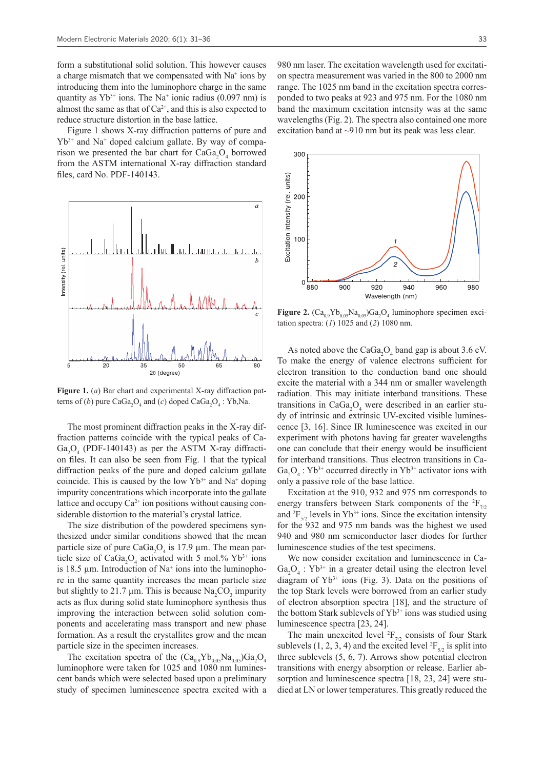form a substitutional solid solution. This however causes a charge mismatch that we compensated with $Na^+$ ions by introducing them into the luminophore charge in the same quantity as $Yb^{3+}$ ions. The $Na^+$ ionic radius (0.097 nm) is almost the same as that of $Ca^{2+}$, and this is also expected to reduce structure distortion in the base lattice.

Figure 1 shows X-ray diffraction patterns of pure and $Yb^{3+}$ and $Na^+$ doped calcium gallate. By way of comparison we presented the bar chart for $CaGa_2O_4$ borrowed from the ASTM international X-ray diffraction standard files, card No. PDF-140143.

**Figure 1.** (*a*) Bar chart and experimental X-ray diffraction patterns of (*b*) pure $CaGa_2O_4$ and (*c*) doped $CaGa_2O_4$ : Yb,Na.

The most prominent diffraction peaks in the X-ray diffraction patterns coincide with the typical peaks of $CaGa_2O_4$ (PDF-140143) as per the ASTM X-ray diffraction files. It can also be seen from Fig. 1 that the typical diffraction peaks of the pure and doped calcium gallate coincide. This is caused by the low $Yb^{3+}$ and $Na^+$ doping impurity concentrations which incorporate into the gallate lattice and occupy $Ca^{2+}$ ion positions without causing considerable distortion to the material's crystal lattice.

The size distribution of the powdered specimens synthesized under similar conditions showed that the mean particle size of pure $CaGa_2O_4$ is 17.9 µm. The mean particle size of $CaGa_2O_4$ activated with 5 mol.% $Yb^{3+}$ ions is 18.5 µm. Introduction of $Na^+$ ions into the luminophore in the same quantity increases the mean particle size but slightly to 21.7 µm. This is because $Na_2CO_3$ impurity acts as flux during solid state luminophore synthesis thus improving the interaction between solid solution components and accelerating mass transport and new phase formation. As a result the crystallites grow and the mean particle size in the specimen increases.

The excitation spectra of the $(Ca_{0.9}Yb_{0.05}Na_{0.05})Ga_2O_4$ luminophore were taken for 1025 and 1080 nm luminescent bands which were selected based upon a preliminary study of specimen luminescence spectra excited with a 980 nm laser. The excitation wavelength used for excitation spectra measurement was varied in the 800 to 2000 nm range. The 1025 nm band in the excitation spectra corresponded to two peaks at 923 and 975 nm. For the 1080 nm band the maximum excitation intensity was at the same wavelengths (Fig. 2). The spectra also contained one more excitation band at ~910 nm but its peak was less clear.

**Figure 2.** $(Ca_{0.9}Yb_{0.05}Na_{0.05})Ga_2O_4$ luminophore specimen excitation spectra: (*1*) 1025 and (*2*) 1080 nm.

As noted above the $CaGa_2O_4$ band gap is about 3.6 eV. To make the energy of valence electrons sufficient for electron transition to the conduction band one should excite the material with a 344 nm or smaller wavelength radiation. This may initiate interband transitions. These transitions in $CaGa_2O_4$ were described in an earlier study of intrinsic and extrinsic UV-excited visible luminescence [3, 16]. Since IR luminescence was excited in our experiment with photons having far greater wavelengths one can conclude that their energy would be insufficient for interband transitions. Thus electron transitions in $CaGa_2O_4 : Yb^{3+}$ occurred directly in $Yb^{3+}$ activator ions with only a passive role of the base lattice.

Excitation at the 910, 932 and 975 nm corresponds to energy transfers between Stark components of the $^2F_{7/2}$ and $^2F_{5/2}$ levels in $Yb^{3+}$ ions. Since the excitation intensity for the 932 and 975 nm bands was the highest we used 940 and 980 nm semiconductor laser diodes for further luminescence studies of the test specimens.

We now consider excitation and luminescence in $CaGa_2O_4 : Yb^{3+}$ in a greater detail using the electron level diagram of $Yb^{3+}$ ions (Fig. 3). Data on the positions of the top Stark levels were borrowed from an earlier study of electron absorption spectra [18], and the structure of the bottom Stark sublevels of $Yb^{3+}$ ions was studied using luminescence spectra [23, 24].

The main unexcited level $^2F_{7/2}$ consists of four Stark sublevels (1, 2, 3, 4) and the excited level $^2F_{5/2}$ is split into three sublevels (5, 6, 7). Arrows show potential electron transitions with energy absorption or release. Earlier absorption and luminescence spectra [18, 23, 24] were studied at LN or lower temperatures. This greatly reduced the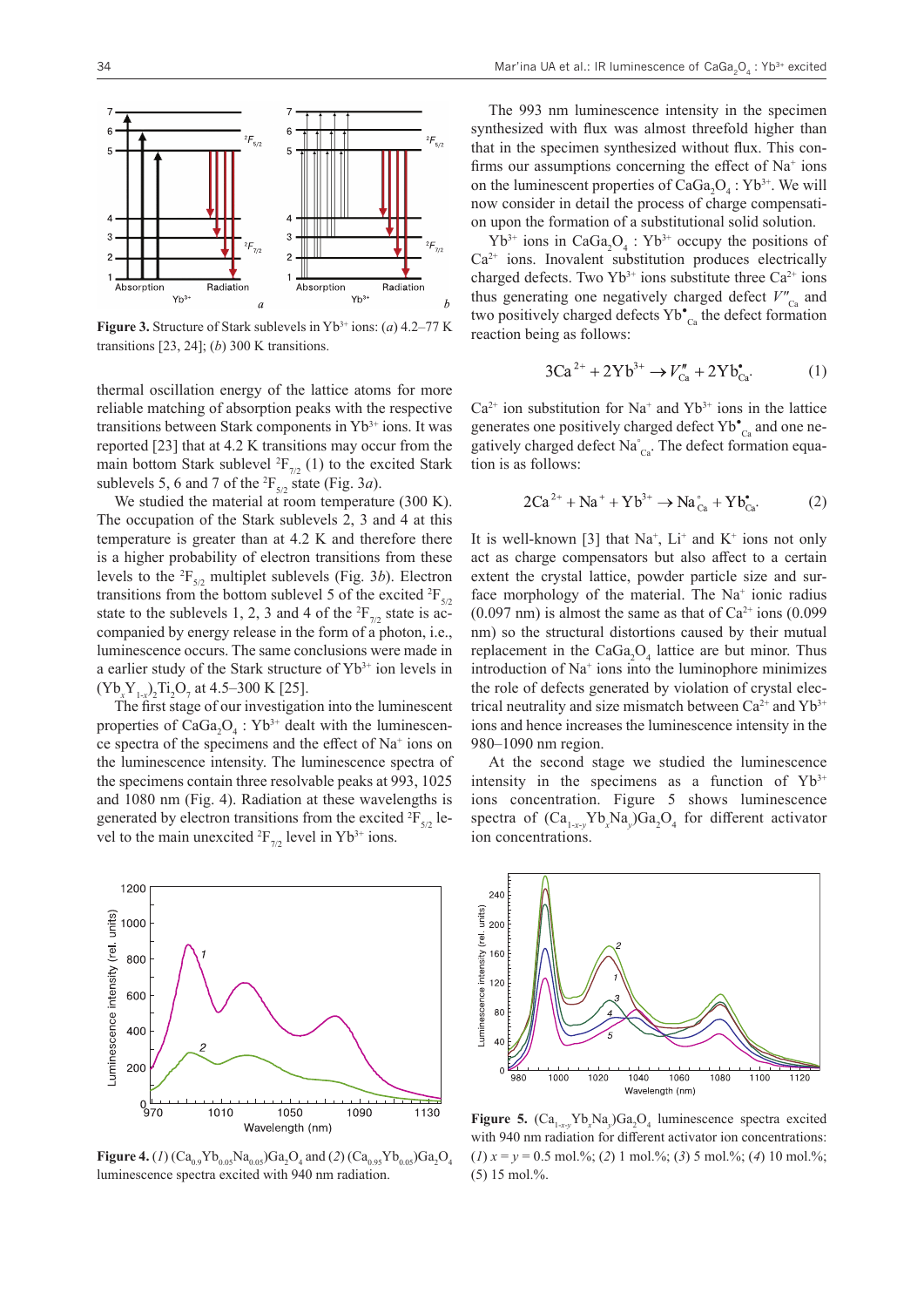**Figure 3.** Structure of Stark sublevels in $Yb^{3+}$ ions: (*a*) 4.2–77 K transitions [23, 24]; (*b*) 300 K transitions.

thermal oscillation energy of the lattice atoms for more reliable matching of absorption peaks with the respective transitions between Stark components in $Yb^{3+}$ ions. It was reported [23] that at 4.2 K transitions may occur from the main bottom Stark sublevel $^2F_{7/2}$ (1) to the excited Stark sublevels 5, 6 and 7 of the $^2F_{5/2}$ state (Fig. 3*a*).

We studied the material at room temperature (300 K). The occupation of the Stark sublevels 2, 3 and 4 at this temperature is greater than at 4.2 K and therefore there is a higher probability of electron transitions from these levels to the $^2F_{5/2}$ multiplet sublevels (Fig. 3*b*). Electron transitions from the bottom sublevel 5 of the excited $^2F_{5/2}$ state to the sublevels 1, 2, 3 and 4 of the $^2F_{7/2}$ state is accompanied by energy release in the form of a photon, i.e., luminescence occurs. The same conclusions were made in a earlier study of the Stark structure of $Yb^{3+}$ ion levels in $(Yb_xY_{1-x})_2Ti_2O_7$ at 4.5–300 K [25].

The first stage of our investigation into the luminescent properties of $CaGa_2O_4 : Yb^{3+}$ dealt with the luminescence spectra of the specimens and the effect of $Na^+$ ions on the luminescence intensity. The luminescence spectra of the specimens contain three resolvable peaks at 993, 1025 and 1080 nm (Fig. 4). Radiation at these wavelengths is generated by electron transitions from the excited $^2F_{5/2}$ level to the main unexcited $^2F_{7/2}$ level in $Yb^{3+}$ ions.

The 993 nm luminescence intensity in the specimen synthesized with flux was almost threefold higher than that in the specimen synthesized without flux. This confirms our assumptions concerning the effect of $Na^+$ ions on the luminescent properties of $CaGa_2O_4 : Yb^{3+}$. We will now consider in detail the process of charge compensation upon the formation of a substitutional solid solution.

$Yb^{3+}$ ions in $CaGa_2O_4 : Yb^{3+}$ occupy the positions of $Ca^{2+}$ ions. Inovalent substitution produces electrically charged defects. Two $Yb^{3+}$ ions substitute three $Ca^{2+}$ ions thus generating one negatively charged defect $V''_{Ca}$ and two positively charged defects $Yb^{\bullet}_{Ca}$ the defect formation reaction being as follows:

$$3Ca^{2+} + 2Yb^{3+} \rightarrow V''_{Ca} + 2Yb^{\bullet}_{Ca}. \qquad (1)$$

$Ca^{2+}$ ion substitution for $Na^+$ and $Yb^{3+}$ ions in the lattice generates one positively charged defect $Yb^{\bullet}_{Ca}$ and one negatively charged defect $Na^{\circ}_{Ca}$. The defect formation equation is as follows:

$$2Ca^{2+} + Na^{+} + Yb^{3+} \rightarrow Na^{\circ}_{Ca} + Yb^{\bullet}_{Ca}. \qquad (2)$$

It is well-known [3] that $Na^+$, $Li^+$ and $K^+$ ions not only act as charge compensators but also affect to a certain extent the crystal lattice, powder particle size and surface morphology of the material. The $Na^+$ ionic radius (0.097 nm) is almost the same as that of $Ca^{2+}$ ions (0.099 nm) so the structural distortions caused by their mutual replacement in the $CaGa_2O_4$ lattice are but minor. Thus introduction of $Na^+$ ions into the luminophore minimizes the role of defects generated by violation of crystal electrical neutrality and size mismatch between $Ca^{2+}$ and $Yb^{3+}$ ions and hence increases the luminescence intensity in the 980–1090 nm region.

At the second stage we studied the luminescence intensity in the specimens as a function of $Yb^{3+}$ ions concentration. Figure 5 shows luminescence spectra of $(Ca_{1-x-y}Yb_xNa_y)Ga_2O_4$ for different activator ion concentrations.

**Figure 4.** (*1*) $(Ca_{0.9}Yb_{0.05}Na_{0.05})Ga_2O_4$ and (*2*) $(Ca_{0.95}Yb_{0.05})Ga_2O_4$ luminescence spectra excited with 940 nm radiation.

**Figure 5.** $(Ca_{1-x-y}Yb_xNa_y)Ga_2O_4$ luminescence spectra excited with 940 nm radiation for different activator ion concentrations: (*1*) $x = y = 0.5$ mol.%; (*2*) 1 mol.%; (*3*) 5 mol.%; (*4*) 10 mol.%; (5) 15 mol.%.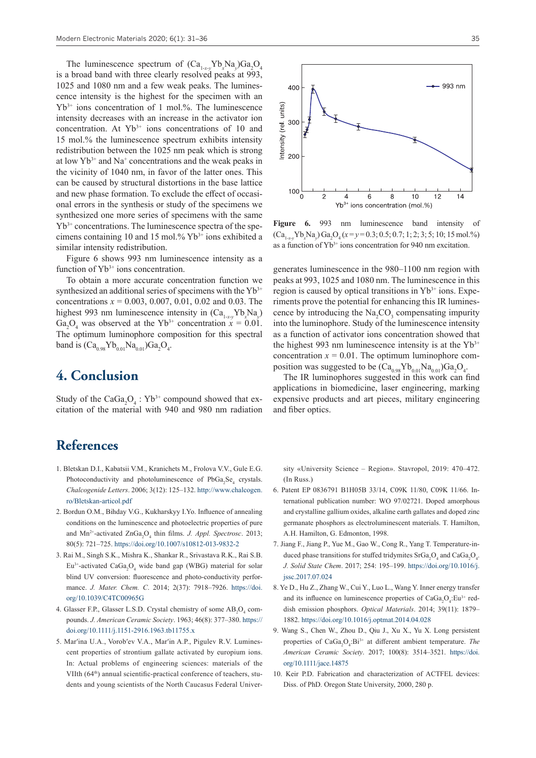The luminescence spectrum of $(Ca_{1-x-y}Yb_xNa_y)Ga_2O_4$ is a broad band with three clearly resolved peaks at 993, 1025 and 1080 nm and a few weak peaks. The luminescence intensity is the highest for the specimen with an $Yb^{3+}$ ions concentration of 1 mol.%. The luminescence intensity decreases with an increase in the activator ion concentration. At $Yb^{3+}$ ions concentrations of 10 and 15 mol.% the luminescence spectrum exhibits intensity redistribution between the 1025 nm peak which is strong at low $Yb^{3+}$ and $Na^{+}$ concentrations and the weak peaks in the vicinity of 1040 nm, in favor of the latter ones. This can be caused by structural distortions in the base lattice and new phase formation. To exclude the effect of occasional errors in the synthesis or study of the specimens we synthesized one more series of specimens with the same $Yb^{3+}$ concentrations. The luminescence spectra of the specimens containing 10 and 15 mol.% $Yb^{3+}$ ions exhibited a similar intensity redistribution.

Figure 6 shows 993 nm luminescence intensity as a function of $Yb^{3+}$ ions concentration.

To obtain a more accurate concentration function we synthesized an additional series of specimens with the $Yb^{3+}$ concentrations $x$ = 0.003, 0.007, 0.01, 0.02 and 0.03. The highest 993 nm luminescence intensity in $(Ca_{1-x-y}Yb_xNa_y)Ga_2O_4$ was observed at the $Yb^{3+}$ concentration $x$ = 0.01. The optimum luminophore composition for this spectral band is $(Ca_{0.98}Yb_{0.01}Na_{0.01})Ga_2O_4$.

**Figure 6.** 993 nm luminescence band intensity of $(Ca_{1-x-y}Yb_xNa_y)Ga_2O_4$ ($x = y$ = 0.3; 0.5; 0.7; 1; 2; 3; 5; 10; 15 mol.%) as a function of $Yb^{3+}$ ions concentration for 940 nm excitation.

# 4. Conclusion

Study of the $CaGa_2O_4$ : $Yb^{3+}$ compound showed that excitation of the material with 940 and 980 nm radiation generates luminescence in the 980–1100 nm region with peaks at 993, 1025 and 1080 nm. The luminescence in this region is caused by optical transitions in $Yb^{3+}$ ions. Experiments prove the potential for enhancing this IR luminescence by introducing the $Na_2CO_3$ compensating impurity into the luminophore. Study of the luminescence intensity as a function of activator ions concentration showed that the highest 993 nm luminescence intensity is at the $Yb^{3+}$ concentration $x$ = 0.01. The optimum luminophore composition was suggested to be $(Ca_{0.98}Yb_{0.01}Na_{0.01})Ga_2O_4$.

The IR luminophores suggested in this work can find applications in biomedicine, laser engineering, marking expensive products and art pieces, military engineering and fiber optics.

# References

1. Bletskan D.I., Kabatsii V.M., Kranichets M., Frolova V.V., Gule E.G. Photoconductivity and photoluminescence of $PbGa_2Se_4$ crystals. *Chalcogenide Letters*. 2006; 3(12): 125–132. http://www.chalcogen.ro/Bletskan-articol.pdf
2. Bordun O.M., Bihday V.G., Kukharskyy I.Yo. Influence of annealing conditions on the luminescence and photoelectric properties of pure and $Mn^{2+}$-activated $ZnGa_2O_4$ thin films. *J. Appl. Spectrosc*. 2013; 80(5): 721–725. https://doi.org/10.1007/s10812-013-9832-2
3. Rai M., Singh S.K., Mishra K., Shankar R., Srivastava R.K., Rai S.B. $Eu^{3+}$-activated $CaGa_2O_4$ wide band gap (WBG) material for solar blind UV conversion: fluorescence and photo-conductivity performance. *J. Mater. Chem. C*. 2014; 2(37): 7918–7926. https://doi.org/10.1039/C4TC00965G
4. Glasser F.P., Glasser L.S.D. Crystal chemistry of some $AB_2O_4$ compounds. *J. American Ceramic Society*. 1963; 46(8): 377–380. https://doi.org/10.1111/j.1151-2916.1963.tb11755.x
5. Mar′ina U.A., Vorob′ev V.A., Mar′in A.P., Pigulev R.V. Luminescent properties of strontium gallate activated by europium ions. In: Actual problems of engineering sciences: materials of the VIIth (64th) annual scientific-practical conference of teachers, students and young scientists of the North Caucasus Federal University «University Science – Region». Stavropol, 2019: 470–472. (In Russ.)
6. Patent EP 0836791 B1H05B 33/14, C09K 11/80, C09K 11/66. International publication number: WO 97/02721. Doped amorphous and crystalline gallium oxides, alkaline earth gallates and doped zinc germanate phosphors as electroluminescent materials. T. Hamilton, A.H. Hamilton, G. Edmonton, 1998.
7. Jiang F., Jiang P., Yue M., Gao W., Cong R., Yang T. Temperature-induced phase transitions for stuffed tridymites $SrGa_2O_4$ and $CaGa_2O_4$. *J. Solid State Chem*. 2017; 254: 195–199. https://doi.org/10.1016/j.jssc.2017.07.024
8. Ye D., Hu Z., Zhang W., Cui Y., Luo L., Wang Y. Inner energy transfer and its influence on luminescence properties of $CaGa_2O_4$:$Eu^{3+}$ reddish emission phosphors. *Optical Materials*. 2014; 39(11): 1879–1882. https://doi.org/10.1016/j.optmat.2014.04.028
9. Wang S., Chen W., Zhou D., Qiu J., Xu X., Yu X. Long persistent properties of $CaGa_2O_4$:$Bi^{3+}$ at different ambient temperature. *The American Ceramic Society*. 2017; 100(8): 3514–3521. https://doi.org/10.1111/jace.14875
10. Keir P.D. Fabrication and characterization of ACTFEL devices: Diss. of PhD. Oregon State University, 2000, 280 p.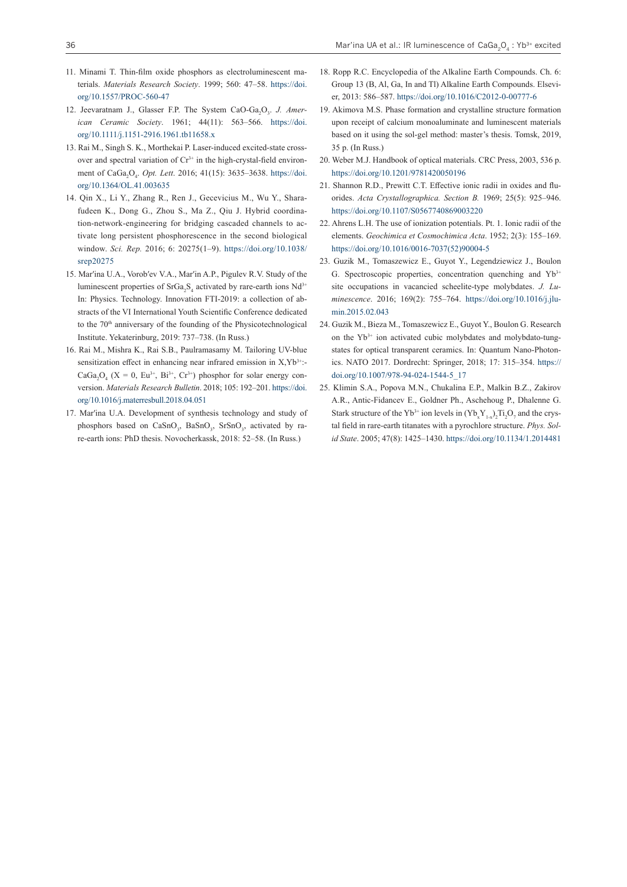11. Minami T. Thin-film oxide phosphors as electroluminescent materials. *Materials Research Society*. 1999; 560: 47–58. https://doi.org/10.1557/PROC-560-47

12. Jeevaratnam J., Glasser F.P. The System CaO-$Ga_2O_3$. *J. American Ceramic Society*. 1961; 44(11): 563–566. https://doi.org/10.1111/j.1151-2916.1961.tb11658.x

13. Rai M., Singh S. K., Morthekai P. Laser-induced excited-state crossover and spectral variation of $Cr^{3+}$ in the high-crystal-field environment of $CaGa_2O_4$. *Opt. Lett*. 2016; 41(15): 3635–3638. https://doi.org/10.1364/OL.41.003635

14. Qin X., Li Y., Zhang R., Ren J., Gecevicius M., Wu Y., Sharafudeen K., Dong G., Zhou S., Ma Z., Qiu J. Hybrid coordination-network-engineering for bridging cascaded channels to activate long persistent phosphorescence in the second biological window. *Sci. Rep.* 2016; 6: 20275(1–9). https://doi.org/10.1038/srep20275

15. Mar′ina U.A., Vorob′ev V.A., Mar′in A.P., Pigulev R.V. Study of the luminescent properties of $SrGa_2S_4$ activated by rare-earth ions $Nd^{3+}$ In: Physics. Technology. Innovation FTI-2019: a collection of abstracts of the VI International Youth Scientific Conference dedicated to the 70th anniversary of the founding of the Physicotechnological Institute. Yekaterinburg, 2019: 737–738. (In Russ.)

16. Rai M., Mishra K., Rai S.B., Paulramasamy M. Tailoring UV-blue sensitization effect in enhancing near infrared emission in X,$Yb^{3+}$:-$CaGa_2O_4$ (X = 0, $Eu^{3+}$, $Bi^{3+}$, $Cr^{3+}$) phosphor for solar energy conversion. *Materials Research Bulletin*. 2018; 105: 192–201. https://doi.org/10.1016/j.materresbull.2018.04.051

17. Mar′ina U.A. Development of synthesis technology and study of phosphors based on $CaSnO_3$, $BaSnO_3$, $SrSnO_3$, activated by rare-earth ions: PhD thesis. Novocherkassk, 2018: 52–58. (In Russ.)

18. Ropp R.C. Encyclopedia of the Alkaline Earth Compounds. Ch. 6: Group 13 (B, Al, Ga, In and Tl) Alkaline Earth Compounds. Elsevier, 2013: 586–587. https://doi.org/10.1016/C2012-0-00777-6

19. Akimova M.S. Phase formation and crystalline structure formation upon receipt of calcium monoaluminate and luminescent materials based on it using the sol-gel method: master's thesis. Tomsk, 2019, 35 p. (In Russ.)

20. Weber M.J. Handbook of optical materials. CRC Press, 2003, 536 p. https://doi.org/10.1201/9781420050196

21. Shannon R.D., Prewitt C.T. Effective ionic radii in oxides and fluorides. *Acta Crystallographica. Section B.* 1969; 25(5): 925–946. https://doi.org/10.1107/S0567740869003220

22. Ahrens L.H. The use of ionization potentials. Pt. 1. Ionic radii of the elements. *Geochimica et Cosmochimica Acta*. 1952; 2(3): 155–169. https://doi.org/10.1016/0016-7037(52)90004-5

23. Guzik M., Tomaszewicz E., Guyot Y., Legendziewicz J., Boulon G. Spectroscopic properties, concentration quenching and $Yb^{3+}$ site occupations in vacancied scheelite-type molybdates. *J. Luminescence*. 2016; 169(2): 755–764. https://doi.org/10.1016/j.jlumin.2015.02.043

24. Guzik M., Bieza M., Tomaszewicz E., Guyot Y., Boulon G. Research on the $Yb^{3+}$ ion activated cubic molybdates and molybdato-tungstates for optical transparent ceramics. In: Quantum Nano-Photonics. NATO 2017. Dordrecht: Springer, 2018; 17: 315–354. https://doi.org/10.1007/978-94-024-1544-5_17

25. Klimin S.A., Popova M.N., Chukalina E.P., Malkin B.Z., Zakirov A.R., Antic-Fidancev E., Goldner Ph., Aschehoug P., Dhalenne G. Stark structure of the $Yb^{3+}$ ion levels in $(Yb_xY_{1-x})_2Ti_2O_7$ and the crystal field in rare-earth titanates with a pyrochlore structure. *Phys. Solid State*. 2005; 47(8): 1425–1430. https://doi.org/10.1134/1.2014481